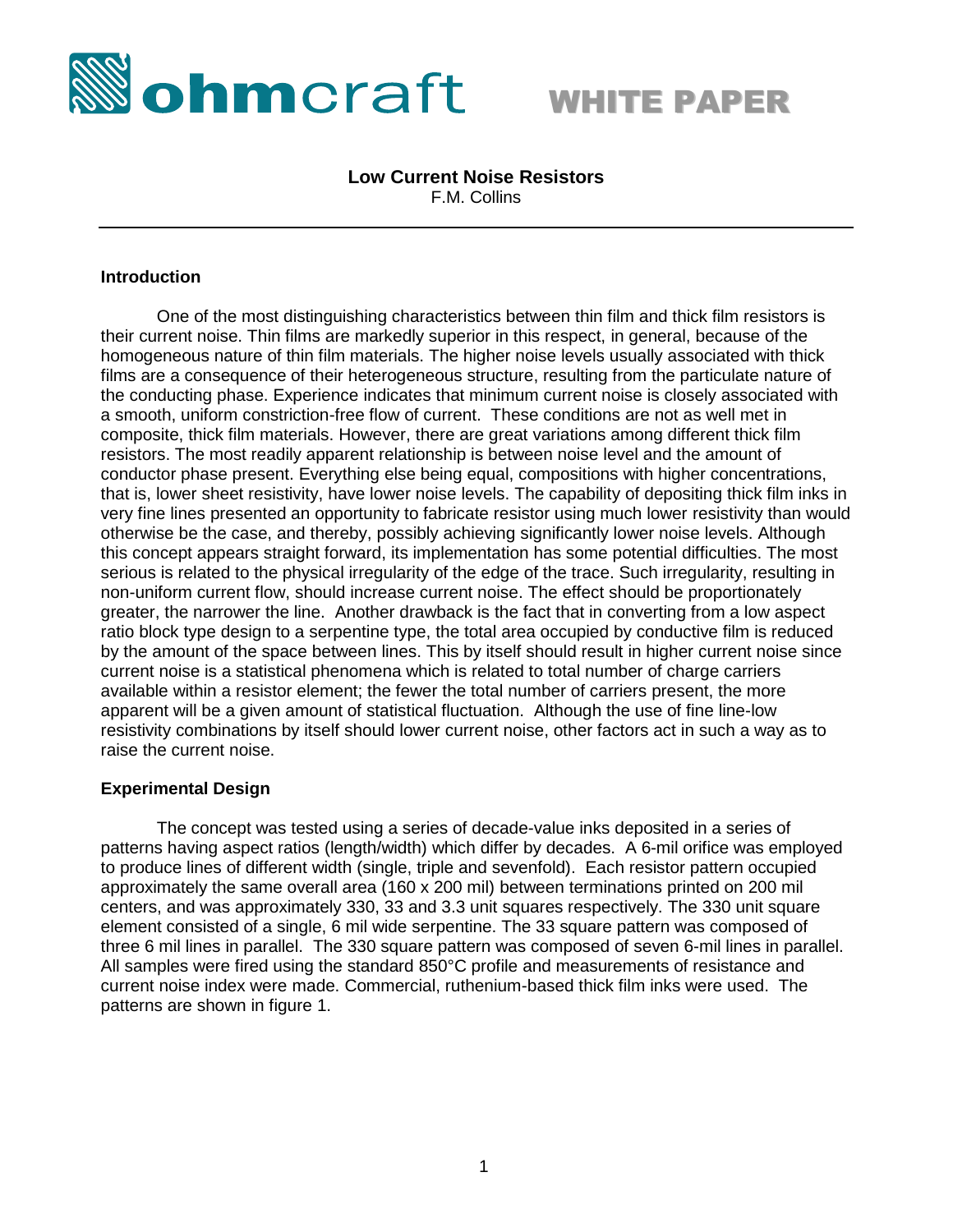ohmcraft **WHITE PAPER**

# Low Current Noise Resistors

F.M. Collins

---

## Introduction

One of the most distinguishing characteristics between thin film and thick film resistors is their current noise. Thin films are markedly superior in this respect, in general, because of the homogeneous nature of thin film materials. The higher noise levels usually associated with thick films are a consequence of their heterogeneous structure, resulting from the particulate nature of the conducting phase. Experience indicates that minimum current noise is closely associated with a smooth, uniform constriction-free flow of current. These conditions are not as well met in composite, thick film materials. However, there are great variations among different thick film resistors. The most readily apparent relationship is between noise level and the amount of conductor phase present. Everything else being equal, compositions with higher concentrations, that is, lower sheet resistivity, have lower noise levels. The capability of depositing thick film inks in very fine lines presented an opportunity to fabricate resistor using much lower resistivity than would otherwise be the case, and thereby, possibly achieving significantly lower noise levels. Although this concept appears straight forward, its implementation has some potential difficulties. The most serious is related to the physical irregularity of the edge of the trace. Such irregularity, resulting in non-uniform current flow, should increase current noise. The effect should be proportionately greater, the narrower the line. Another drawback is the fact that in converting from a low aspect ratio block type design to a serpentine type, the total area occupied by conductive film is reduced by the amount of the space between lines. This by itself should result in higher current noise since current noise is a statistical phenomena which is related to total number of charge carriers available within a resistor element; the fewer the total number of carriers present, the more apparent will be a given amount of statistical fluctuation. Although the use of fine line-low resistivity combinations by itself should lower current noise, other factors act in such a way as to raise the current noise.

## Experimental Design

The concept was tested using a series of decade-value inks deposited in a series of patterns having aspect ratios (length/width) which differ by decades. A 6-mil orifice was employed to produce lines of different width (single, triple and sevenfold). Each resistor pattern occupied approximately the same overall area (160 x 200 mil) between terminations printed on 200 mil centers, and was approximately 330, 33 and 3.3 unit squares respectively. The 330 unit square element consisted of a single, 6 mil wide serpentine. The 33 square pattern was composed of three 6 mil lines in parallel. The 330 square pattern was composed of seven 6-mil lines in parallel. All samples were fired using the standard 850°C profile and measurements of resistance and current noise index were made. Commercial, ruthenium-based thick film inks were used. The patterns are shown in figure 1.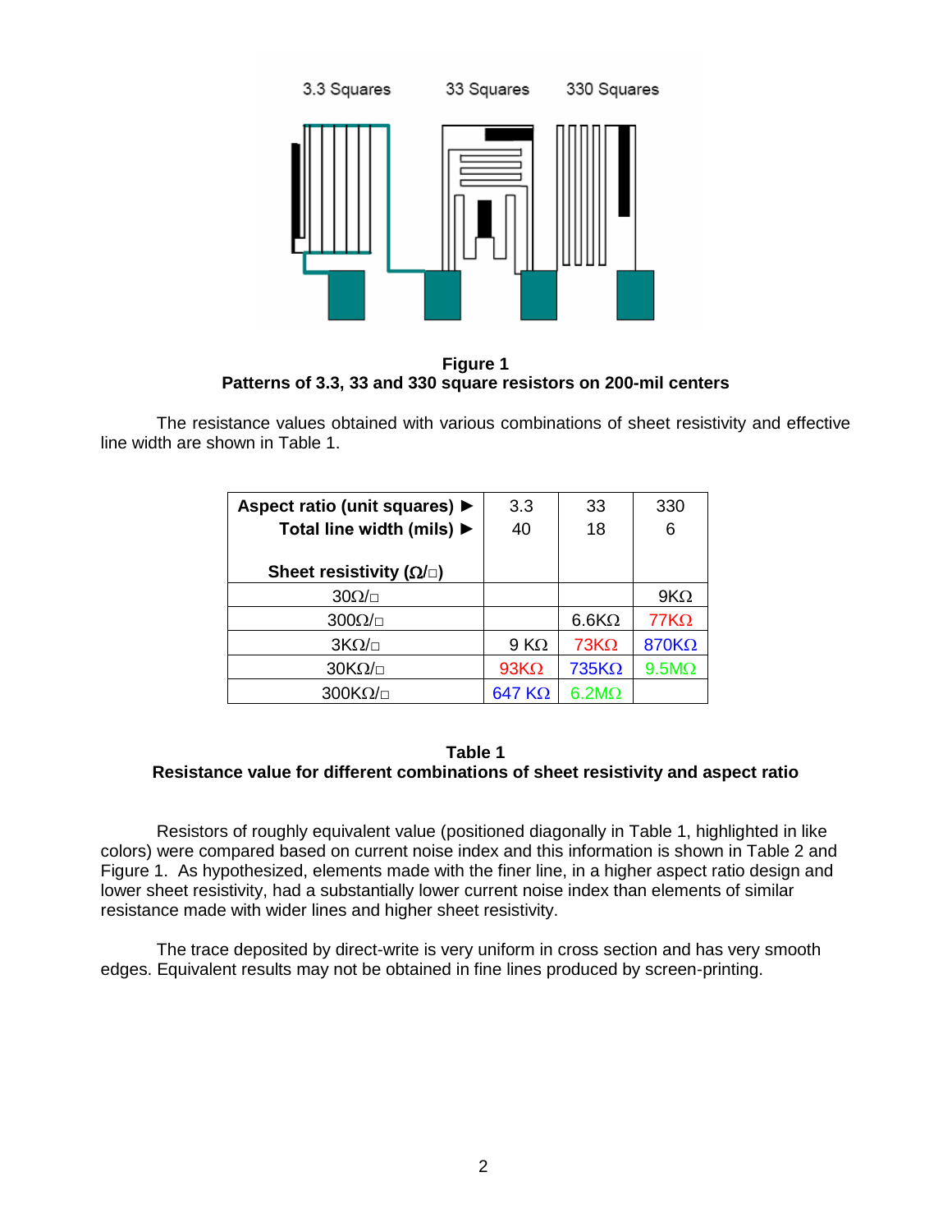**Figure 1**
**Patterns of 3.3, 33 and 330 square resistors on 200-mil centers**

The resistance values obtained with various combinations of sheet resistivity and effective line width are shown in Table 1.

| Aspect ratio (unit squares) ► / Total line width (mils) ► / Sheet resistivity (Ω/□) | 3.3 / 40 | 33 / 18 | 330 / 6 |
|---|---|---|---|
| 30Ω/□ | | | 9KΩ |
| 300Ω/□ | | 6.6KΩ | 77KΩ |
| 3KΩ/□ | 9 KΩ | 73KΩ | 870KΩ |
| 30KΩ/□ | 93KΩ | 735KΩ | 9.5MΩ |
| 300KΩ/□ | 647 KΩ | 6.2MΩ | |

**Table 1**
**Resistance value for different combinations of sheet resistivity and aspect ratio**

Resistors of roughly equivalent value (positioned diagonally in Table 1, highlighted in like colors) were compared based on current noise index and this information is shown in Table 2 and Figure 1. As hypothesized, elements made with the finer line, in a higher aspect ratio design and lower sheet resistivity, had a substantially lower current noise index than elements of similar resistance made with wider lines and higher sheet resistivity.

The trace deposited by direct-write is very uniform in cross section and has very smooth edges. Equivalent results may not be obtained in fine lines produced by screen-printing.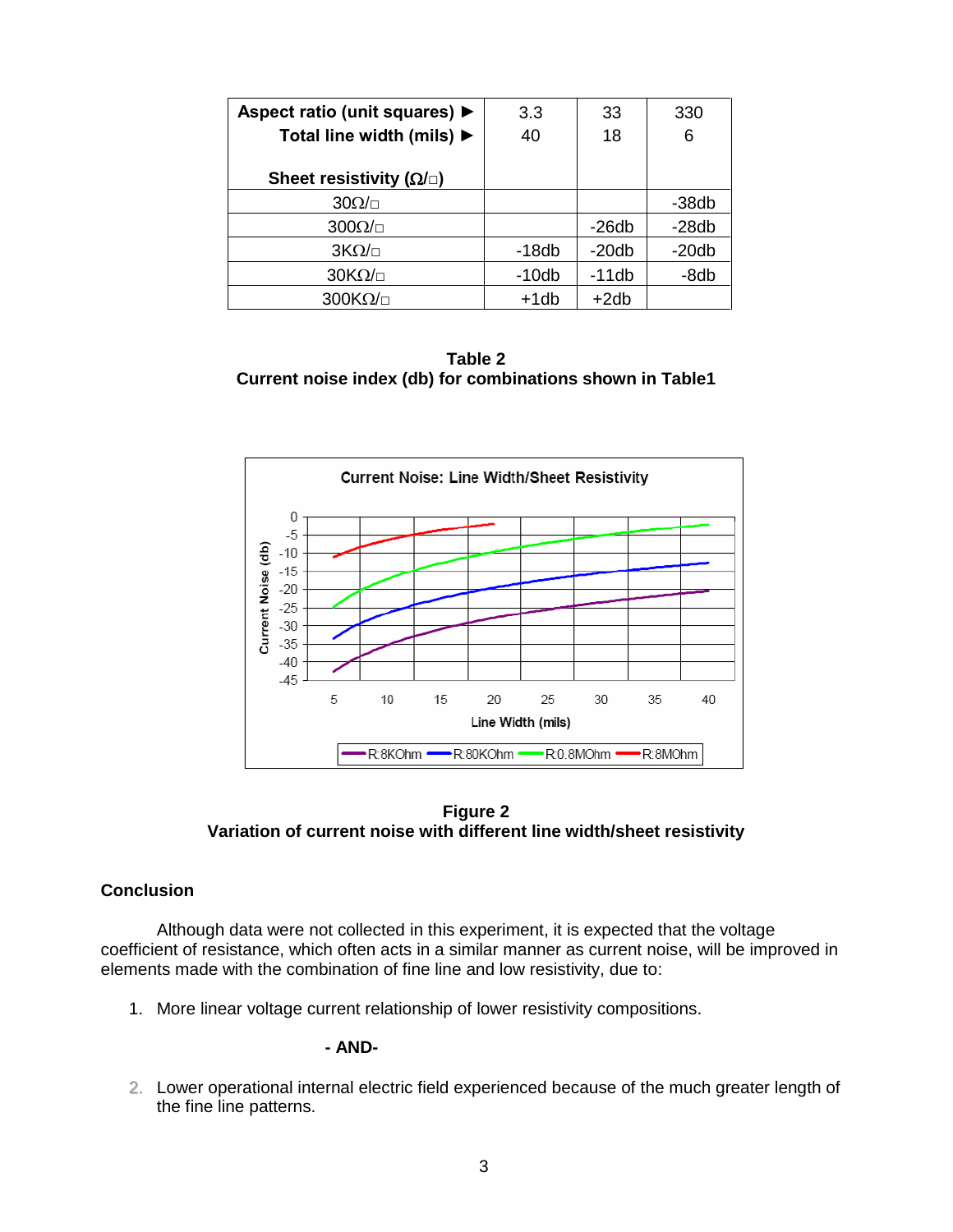| Aspect ratio (unit squares) ▶<br>Total line width (mils) ▶<br><br>Sheet resistivity (Ω/□) | 3.3<br>40 | 33<br>18 | 330<br>6 |
|---|---|---|---|
| 30Ω/□ | | | -38db |
| 300Ω/□ | | -26db | -28db |
| 3KΩ/□ | -18db | -20db | -20db |
| 30KΩ/□ | -10db | -11db | -8db |
| 300KΩ/□ | +1db | +2db | |

**Table 2**
**Current noise index (db) for combinations shown in Table1**

Current Noise: Line Width/Sheet Resistivity

Current Noise (db)

0
-5
-10
-15
-20
-25
-30
-35
-40
-45

5 10 15 20 25 30 35 40

Line Width (mils)

R:8KOhm R:80KOhm R:0.8MOhm R:8MOhm

**Figure 2**
**Variation of current noise with different line width/sheet resistivity**

## Conclusion

Although data were not collected in this experiment, it is expected that the voltage coefficient of resistance, which often acts in a similar manner as current noise, will be improved in elements made with the combination of fine line and low resistivity, due to:

1. More linear voltage current relationship of lower resistivity compositions.

**- AND-**

2. Lower operational internal electric field experienced because of the much greater length of the fine line patterns.